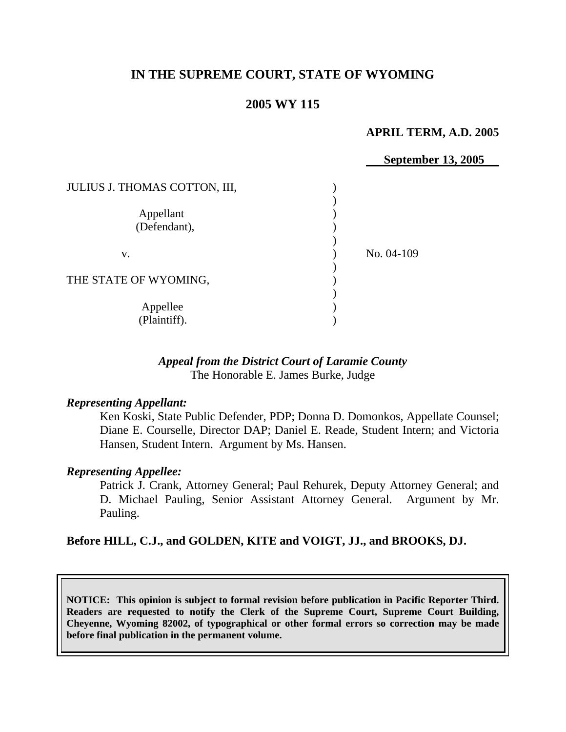# IN THE SUPREME COURT, STATE OF WYOMING

## 2005 WY 115

**APRIL TERM, A.D. 2005**

**September 13, 2005**

| | | |
|---|---|---|
| JULIUS J. THOMAS COTTON, III, | ) | |
| | ) | |
| Appellant | ) | |
| (Defendant), | ) | |
| | ) | |
| v. | ) | No. 04-109 |
| | ) | |
| THE STATE OF WYOMING, | ) | |
| | ) | |
| Appellee | ) | |
| (Plaintiff). | ) | |

***Appeal from the District Court of Laramie County***
The Honorable E. James Burke, Judge

***Representing Appellant:***

Ken Koski, State Public Defender, PDP; Donna D. Domonkos, Appellate Counsel; Diane E. Courselle, Director DAP; Daniel E. Reade, Student Intern; and Victoria Hansen, Student Intern. Argument by Ms. Hansen.

***Representing Appellee:***

Patrick J. Crank, Attorney General; Paul Rehurek, Deputy Attorney General; and D. Michael Pauling, Senior Assistant Attorney General. Argument by Mr. Pauling.

**Before HILL, C.J., and GOLDEN, KITE and VOIGT, JJ., and BROOKS, DJ.**

**NOTICE: This opinion is subject to formal revision before publication in Pacific Reporter Third. Readers are requested to notify the Clerk of the Supreme Court, Supreme Court Building, Cheyenne, Wyoming 82002, of typographical or other formal errors so correction may be made before final publication in the permanent volume.**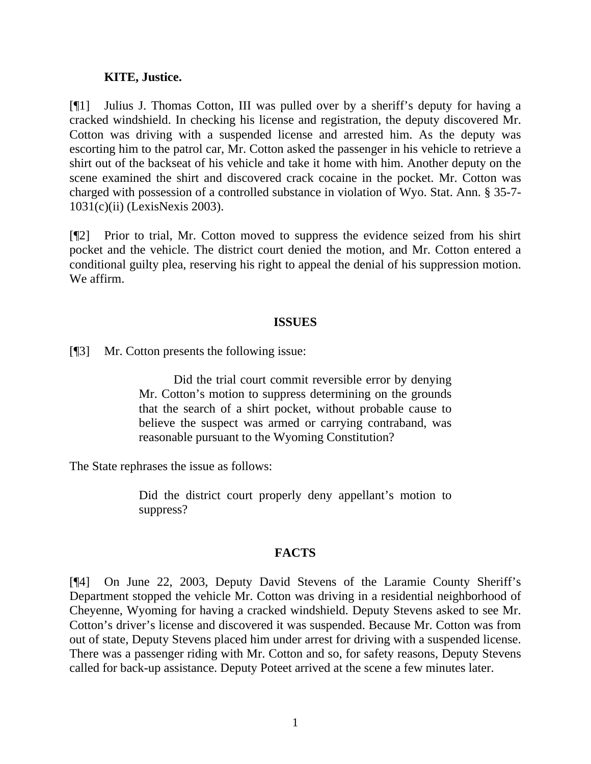**KITE, Justice.**

[¶1] Julius J. Thomas Cotton, III was pulled over by a sheriff's deputy for having a cracked windshield. In checking his license and registration, the deputy discovered Mr. Cotton was driving with a suspended license and arrested him. As the deputy was escorting him to the patrol car, Mr. Cotton asked the passenger in his vehicle to retrieve a shirt out of the backseat of his vehicle and take it home with him. Another deputy on the scene examined the shirt and discovered crack cocaine in the pocket. Mr. Cotton was charged with possession of a controlled substance in violation of Wyo. Stat. Ann. § 35-7-1031(c)(ii) (LexisNexis 2003).

[¶2] Prior to trial, Mr. Cotton moved to suppress the evidence seized from his shirt pocket and the vehicle. The district court denied the motion, and Mr. Cotton entered a conditional guilty plea, reserving his right to appeal the denial of his suppression motion. We affirm.

## ISSUES

[¶3] Mr. Cotton presents the following issue:

> Did the trial court commit reversible error by denying Mr. Cotton's motion to suppress determining on the grounds that the search of a shirt pocket, without probable cause to believe the suspect was armed or carrying contraband, was reasonable pursuant to the Wyoming Constitution?

The State rephrases the issue as follows:

> Did the district court properly deny appellant's motion to suppress?

## FACTS

[¶4] On June 22, 2003, Deputy David Stevens of the Laramie County Sheriff's Department stopped the vehicle Mr. Cotton was driving in a residential neighborhood of Cheyenne, Wyoming for having a cracked windshield. Deputy Stevens asked to see Mr. Cotton's driver's license and discovered it was suspended. Because Mr. Cotton was from out of state, Deputy Stevens placed him under arrest for driving with a suspended license. There was a passenger riding with Mr. Cotton and so, for safety reasons, Deputy Stevens called for back-up assistance. Deputy Poteet arrived at the scene a few minutes later.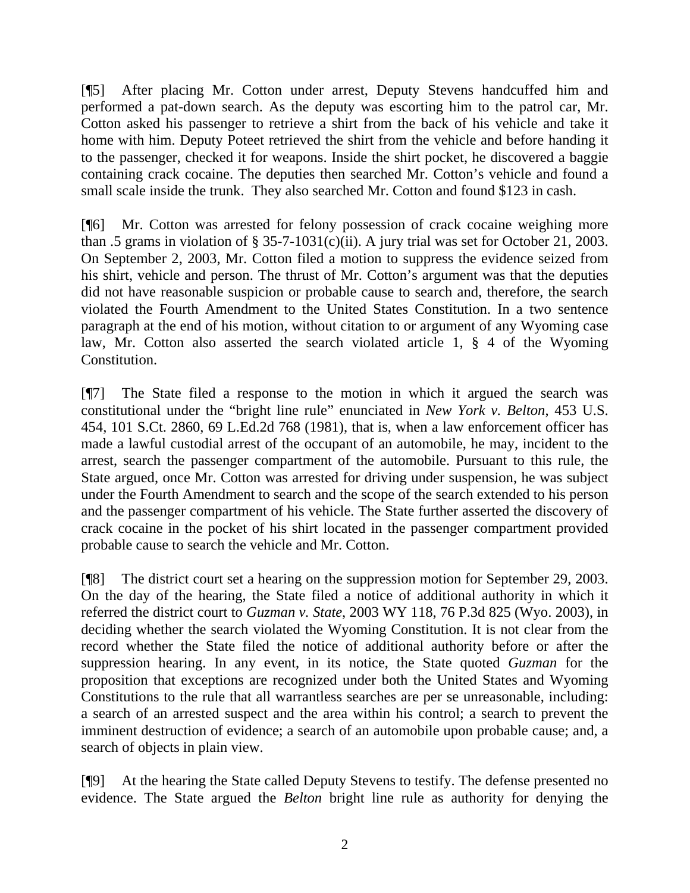[¶5] After placing Mr. Cotton under arrest, Deputy Stevens handcuffed him and performed a pat-down search. As the deputy was escorting him to the patrol car, Mr. Cotton asked his passenger to retrieve a shirt from the back of his vehicle and take it home with him. Deputy Poteet retrieved the shirt from the vehicle and before handing it to the passenger, checked it for weapons. Inside the shirt pocket, he discovered a baggie containing crack cocaine. The deputies then searched Mr. Cotton's vehicle and found a small scale inside the trunk. They also searched Mr. Cotton and found $123 in cash.

[¶6] Mr. Cotton was arrested for felony possession of crack cocaine weighing more than .5 grams in violation of § 35-7-1031(c)(ii). A jury trial was set for October 21, 2003. On September 2, 2003, Mr. Cotton filed a motion to suppress the evidence seized from his shirt, vehicle and person. The thrust of Mr. Cotton's argument was that the deputies did not have reasonable suspicion or probable cause to search and, therefore, the search violated the Fourth Amendment to the United States Constitution. In a two sentence paragraph at the end of his motion, without citation to or argument of any Wyoming case law, Mr. Cotton also asserted the search violated article 1, § 4 of the Wyoming Constitution.

[¶7] The State filed a response to the motion in which it argued the search was constitutional under the "bright line rule" enunciated in *New York v. Belton*, 453 U.S. 454, 101 S.Ct. 2860, 69 L.Ed.2d 768 (1981), that is, when a law enforcement officer has made a lawful custodial arrest of the occupant of an automobile, he may, incident to the arrest, search the passenger compartment of the automobile. Pursuant to this rule, the State argued, once Mr. Cotton was arrested for driving under suspension, he was subject under the Fourth Amendment to search and the scope of the search extended to his person and the passenger compartment of his vehicle. The State further asserted the discovery of crack cocaine in the pocket of his shirt located in the passenger compartment provided probable cause to search the vehicle and Mr. Cotton.

[¶8] The district court set a hearing on the suppression motion for September 29, 2003. On the day of the hearing, the State filed a notice of additional authority in which it referred the district court to *Guzman v. State*, 2003 WY 118, 76 P.3d 825 (Wyo. 2003), in deciding whether the search violated the Wyoming Constitution. It is not clear from the record whether the State filed the notice of additional authority before or after the suppression hearing. In any event, in its notice, the State quoted *Guzman* for the proposition that exceptions are recognized under both the United States and Wyoming Constitutions to the rule that all warrantless searches are per se unreasonable, including: a search of an arrested suspect and the area within his control; a search to prevent the imminent destruction of evidence; a search of an automobile upon probable cause; and, a search of objects in plain view.

[¶9] At the hearing the State called Deputy Stevens to testify. The defense presented no evidence. The State argued the *Belton* bright line rule as authority for denying the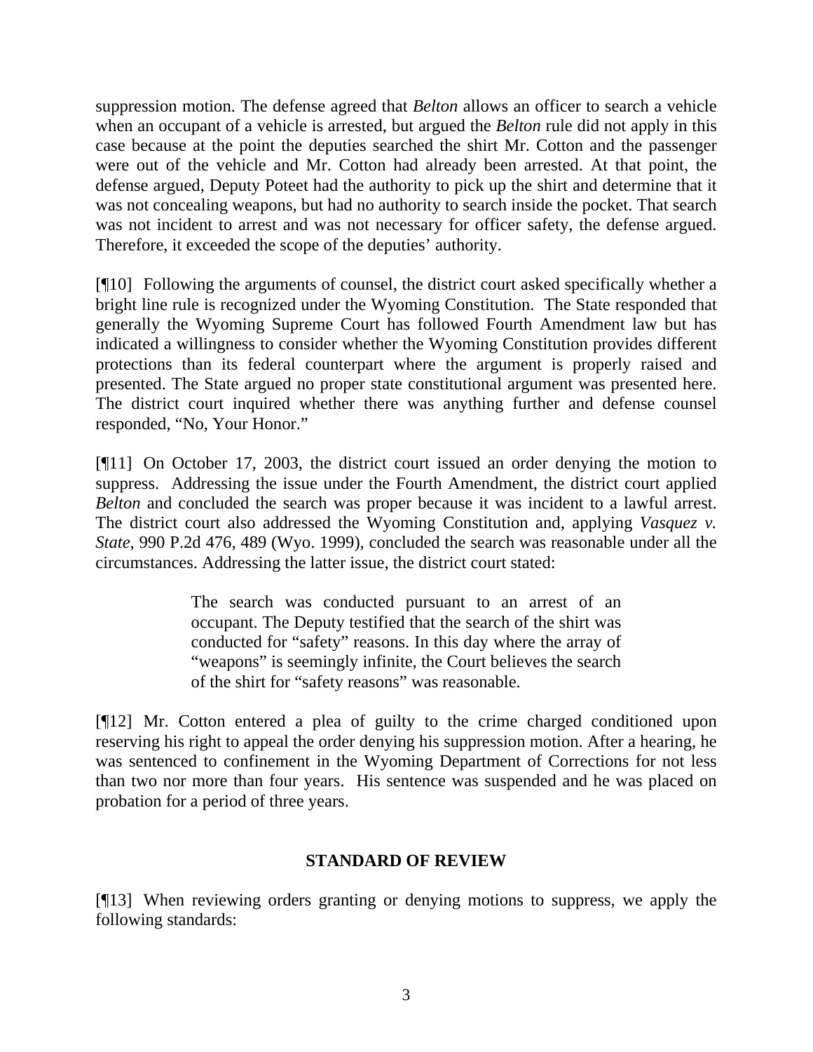suppression motion. The defense agreed that *Belton* allows an officer to search a vehicle when an occupant of a vehicle is arrested, but argued the *Belton* rule did not apply in this case because at the point the deputies searched the shirt Mr. Cotton and the passenger were out of the vehicle and Mr. Cotton had already been arrested. At that point, the defense argued, Deputy Poteet had the authority to pick up the shirt and determine that it was not concealing weapons, but had no authority to search inside the pocket. That search was not incident to arrest and was not necessary for officer safety, the defense argued. Therefore, it exceeded the scope of the deputies' authority.

[¶10] Following the arguments of counsel, the district court asked specifically whether a bright line rule is recognized under the Wyoming Constitution. The State responded that generally the Wyoming Supreme Court has followed Fourth Amendment law but has indicated a willingness to consider whether the Wyoming Constitution provides different protections than its federal counterpart where the argument is properly raised and presented. The State argued no proper state constitutional argument was presented here. The district court inquired whether there was anything further and defense counsel responded, "No, Your Honor."

[¶11] On October 17, 2003, the district court issued an order denying the motion to suppress. Addressing the issue under the Fourth Amendment, the district court applied *Belton* and concluded the search was proper because it was incident to a lawful arrest. The district court also addressed the Wyoming Constitution and, applying *Vasquez v. State*, 990 P.2d 476, 489 (Wyo. 1999), concluded the search was reasonable under all the circumstances. Addressing the latter issue, the district court stated:

> The search was conducted pursuant to an arrest of an occupant. The Deputy testified that the search of the shirt was conducted for "safety" reasons. In this day where the array of "weapons" is seemingly infinite, the Court believes the search of the shirt for "safety reasons" was reasonable.

[¶12] Mr. Cotton entered a plea of guilty to the crime charged conditioned upon reserving his right to appeal the order denying his suppression motion. After a hearing, he was sentenced to confinement in the Wyoming Department of Corrections for not less than two nor more than four years. His sentence was suspended and he was placed on probation for a period of three years.

## STANDARD OF REVIEW

[¶13] When reviewing orders granting or denying motions to suppress, we apply the following standards: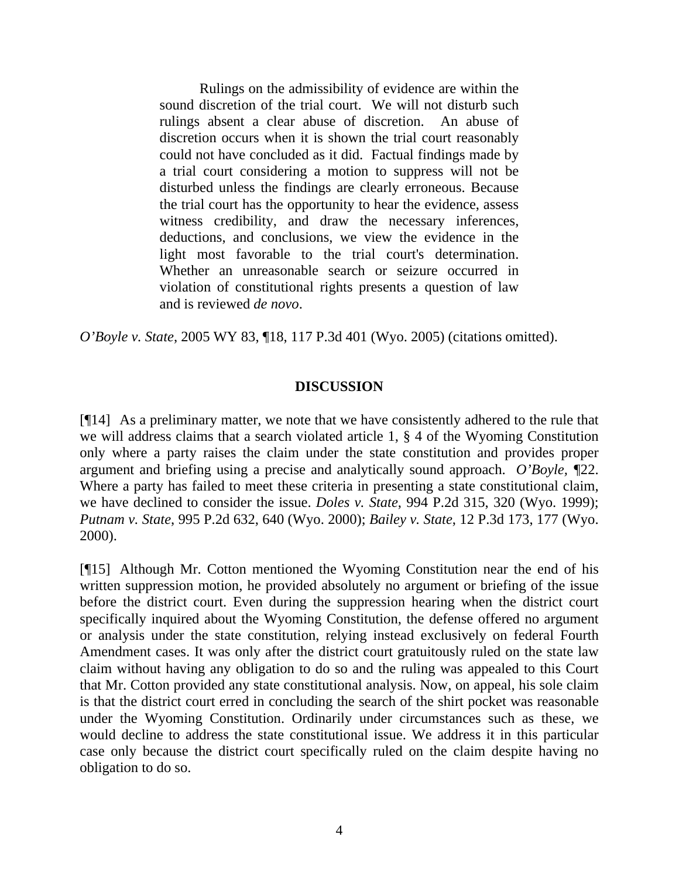> Rulings on the admissibility of evidence are within the sound discretion of the trial court. We will not disturb such rulings absent a clear abuse of discretion. An abuse of discretion occurs when it is shown the trial court reasonably could not have concluded as it did. Factual findings made by a trial court considering a motion to suppress will not be disturbed unless the findings are clearly erroneous. Because the trial court has the opportunity to hear the evidence, assess witness credibility, and draw the necessary inferences, deductions, and conclusions, we view the evidence in the light most favorable to the trial court's determination. Whether an unreasonable search or seizure occurred in violation of constitutional rights presents a question of law and is reviewed *de novo*.

*O'Boyle v. State*, 2005 WY 83, ¶18, 117 P.3d 401 (Wyo. 2005) (citations omitted).

## DISCUSSION

[¶14] As a preliminary matter, we note that we have consistently adhered to the rule that we will address claims that a search violated article 1, § 4 of the Wyoming Constitution only where a party raises the claim under the state constitution and provides proper argument and briefing using a precise and analytically sound approach. *O'Boyle,* ¶22. Where a party has failed to meet these criteria in presenting a state constitutional claim, we have declined to consider the issue. *Doles v. State*, 994 P.2d 315, 320 (Wyo. 1999); *Putnam v. State*, 995 P.2d 632, 640 (Wyo. 2000); *Bailey v. State*, 12 P.3d 173, 177 (Wyo. 2000).

[¶15] Although Mr. Cotton mentioned the Wyoming Constitution near the end of his written suppression motion, he provided absolutely no argument or briefing of the issue before the district court. Even during the suppression hearing when the district court specifically inquired about the Wyoming Constitution, the defense offered no argument or analysis under the state constitution, relying instead exclusively on federal Fourth Amendment cases. It was only after the district court gratuitously ruled on the state law claim without having any obligation to do so and the ruling was appealed to this Court that Mr. Cotton provided any state constitutional analysis. Now, on appeal, his sole claim is that the district court erred in concluding the search of the shirt pocket was reasonable under the Wyoming Constitution. Ordinarily under circumstances such as these, we would decline to address the state constitutional issue. We address it in this particular case only because the district court specifically ruled on the claim despite having no obligation to do so.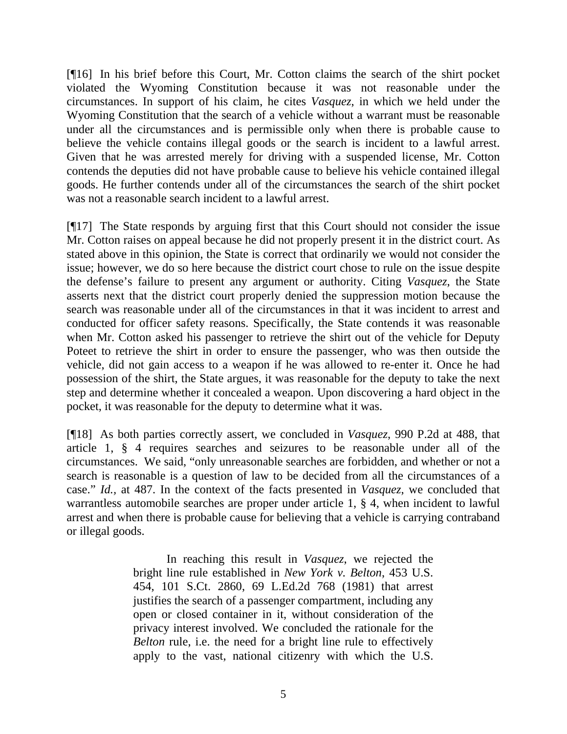[¶16] In his brief before this Court, Mr. Cotton claims the search of the shirt pocket violated the Wyoming Constitution because it was not reasonable under the circumstances. In support of his claim, he cites *Vasquez*, in which we held under the Wyoming Constitution that the search of a vehicle without a warrant must be reasonable under all the circumstances and is permissible only when there is probable cause to believe the vehicle contains illegal goods or the search is incident to a lawful arrest. Given that he was arrested merely for driving with a suspended license, Mr. Cotton contends the deputies did not have probable cause to believe his vehicle contained illegal goods. He further contends under all of the circumstances the search of the shirt pocket was not a reasonable search incident to a lawful arrest.

[¶17] The State responds by arguing first that this Court should not consider the issue Mr. Cotton raises on appeal because he did not properly present it in the district court. As stated above in this opinion, the State is correct that ordinarily we would not consider the issue; however, we do so here because the district court chose to rule on the issue despite the defense's failure to present any argument or authority. Citing *Vasquez*, the State asserts next that the district court properly denied the suppression motion because the search was reasonable under all of the circumstances in that it was incident to arrest and conducted for officer safety reasons. Specifically, the State contends it was reasonable when Mr. Cotton asked his passenger to retrieve the shirt out of the vehicle for Deputy Poteet to retrieve the shirt in order to ensure the passenger, who was then outside the vehicle, did not gain access to a weapon if he was allowed to re-enter it. Once he had possession of the shirt, the State argues, it was reasonable for the deputy to take the next step and determine whether it concealed a weapon. Upon discovering a hard object in the pocket, it was reasonable for the deputy to determine what it was.

[¶18] As both parties correctly assert, we concluded in *Vasquez*, 990 P.2d at 488, that article 1, § 4 requires searches and seizures to be reasonable under all of the circumstances. We said, "only unreasonable searches are forbidden, and whether or not a search is reasonable is a question of law to be decided from all the circumstances of a case." *Id.*, at 487. In the context of the facts presented in *Vasquez*, we concluded that warrantless automobile searches are proper under article 1, § 4, when incident to lawful arrest and when there is probable cause for believing that a vehicle is carrying contraband or illegal goods.

> In reaching this result in *Vasquez*, we rejected the bright line rule established in *New York v. Belton*, 453 U.S. 454, 101 S.Ct. 2860, 69 L.Ed.2d 768 (1981) that arrest justifies the search of a passenger compartment, including any open or closed container in it, without consideration of the privacy interest involved. We concluded the rationale for the *Belton* rule, i.e. the need for a bright line rule to effectively apply to the vast, national citizenry with which the U.S.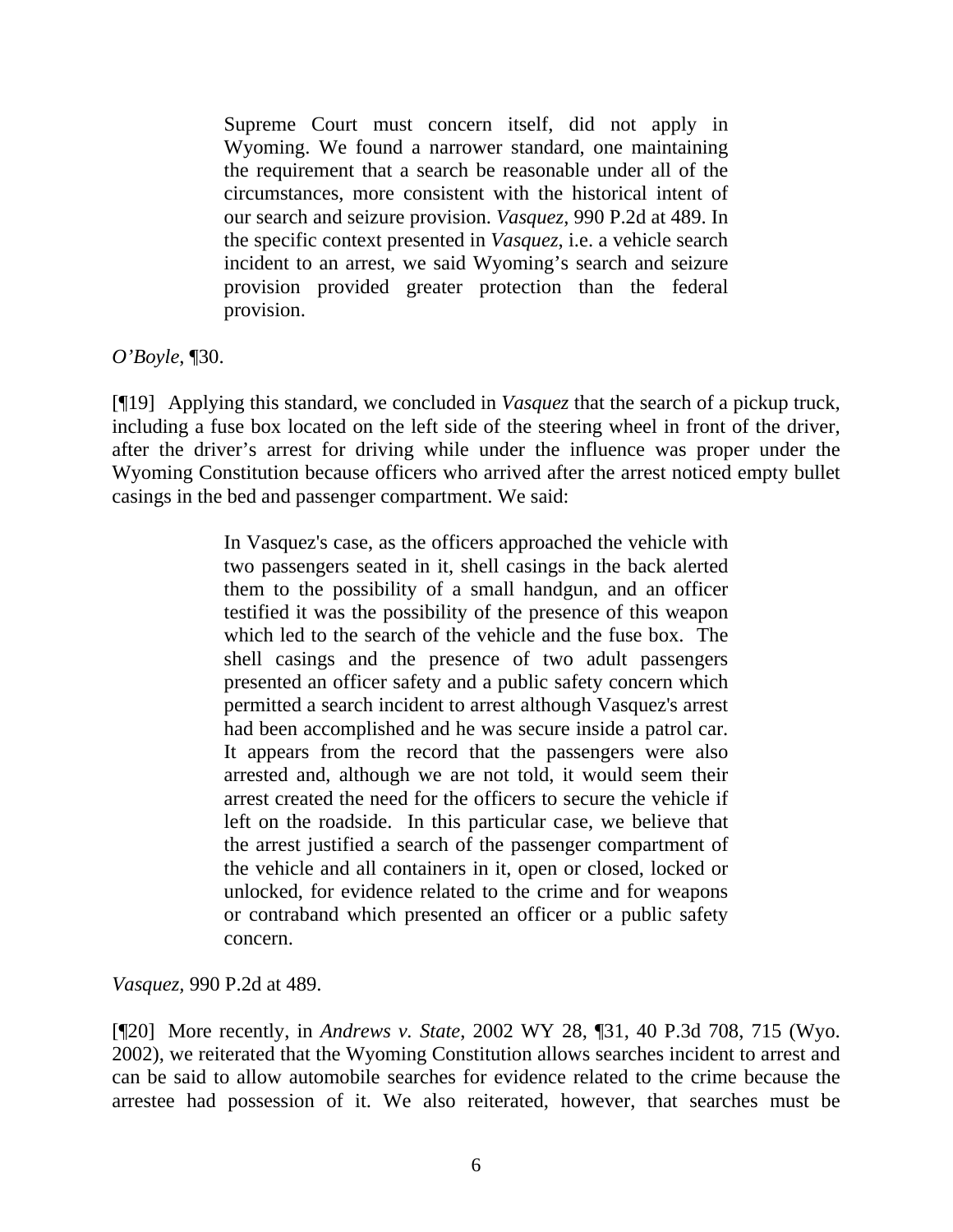> Supreme Court must concern itself, did not apply in Wyoming. We found a narrower standard, one maintaining the requirement that a search be reasonable under all of the circumstances, more consistent with the historical intent of our search and seizure provision. *Vasquez*, 990 P.2d at 489. In the specific context presented in *Vasquez*, i.e. a vehicle search incident to an arrest, we said Wyoming's search and seizure provision provided greater protection than the federal provision.

*O'Boyle*, ¶30.

[¶19] Applying this standard, we concluded in *Vasquez* that the search of a pickup truck, including a fuse box located on the left side of the steering wheel in front of the driver, after the driver's arrest for driving while under the influence was proper under the Wyoming Constitution because officers who arrived after the arrest noticed empty bullet casings in the bed and passenger compartment. We said:

> In Vasquez's case, as the officers approached the vehicle with two passengers seated in it, shell casings in the back alerted them to the possibility of a small handgun, and an officer testified it was the possibility of the presence of this weapon which led to the search of the vehicle and the fuse box. The shell casings and the presence of two adult passengers presented an officer safety and a public safety concern which permitted a search incident to arrest although Vasquez's arrest had been accomplished and he was secure inside a patrol car. It appears from the record that the passengers were also arrested and, although we are not told, it would seem their arrest created the need for the officers to secure the vehicle if left on the roadside. In this particular case, we believe that the arrest justified a search of the passenger compartment of the vehicle and all containers in it, open or closed, locked or unlocked, for evidence related to the crime and for weapons or contraband which presented an officer or a public safety concern.

*Vasquez*, 990 P.2d at 489.

[¶20] More recently, in *Andrews v. State*, 2002 WY 28, ¶31, 40 P.3d 708, 715 (Wyo. 2002), we reiterated that the Wyoming Constitution allows searches incident to arrest and can be said to allow automobile searches for evidence related to the crime because the arrestee had possession of it. We also reiterated, however, that searches must be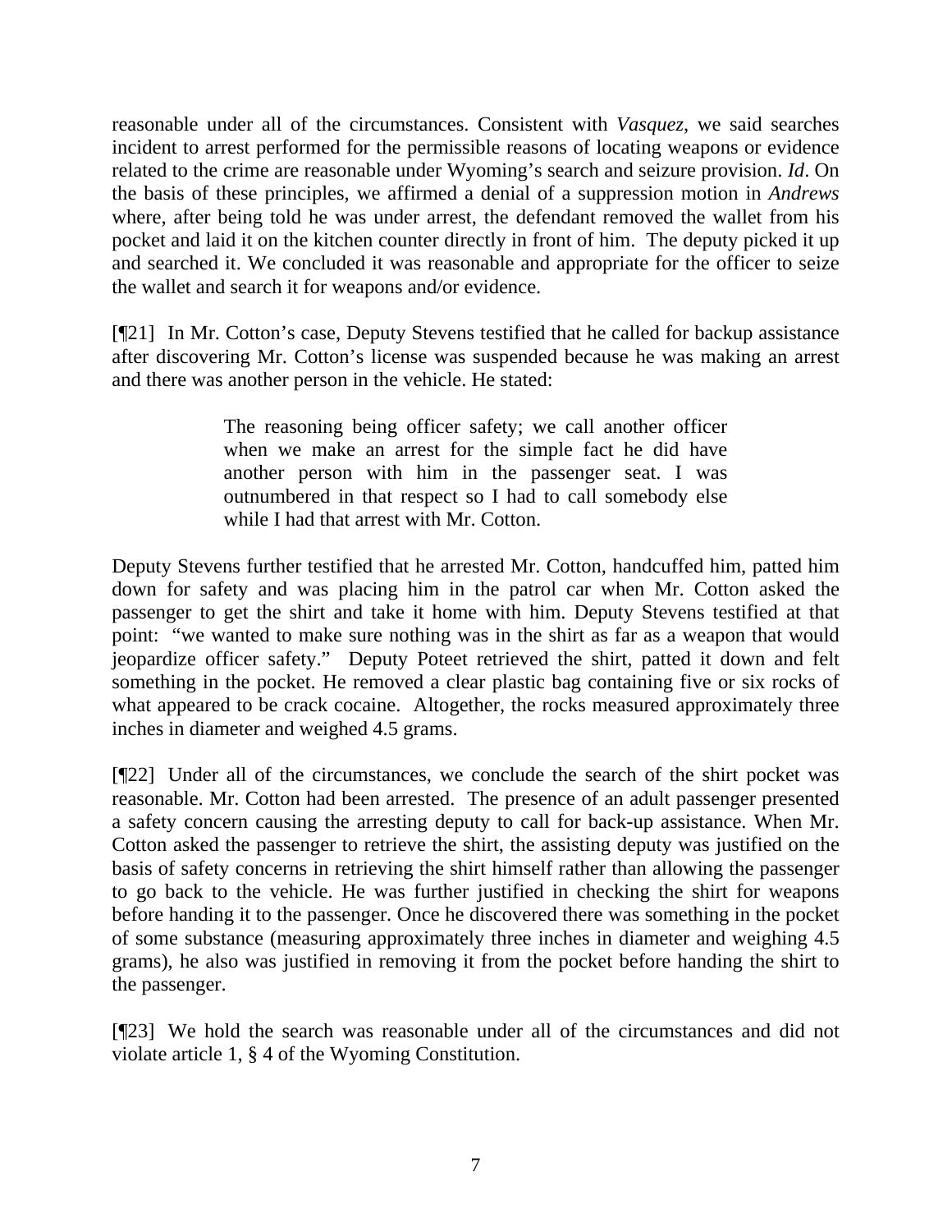reasonable under all of the circumstances. Consistent with *Vasquez,* we said searches incident to arrest performed for the permissible reasons of locating weapons or evidence related to the crime are reasonable under Wyoming's search and seizure provision. *Id*. On the basis of these principles, we affirmed a denial of a suppression motion in *Andrews* where, after being told he was under arrest, the defendant removed the wallet from his pocket and laid it on the kitchen counter directly in front of him. The deputy picked it up and searched it. We concluded it was reasonable and appropriate for the officer to seize the wallet and search it for weapons and/or evidence.

[¶21] In Mr. Cotton's case, Deputy Stevens testified that he called for backup assistance after discovering Mr. Cotton's license was suspended because he was making an arrest and there was another person in the vehicle. He stated:

> The reasoning being officer safety; we call another officer when we make an arrest for the simple fact he did have another person with him in the passenger seat. I was outnumbered in that respect so I had to call somebody else while I had that arrest with Mr. Cotton.

Deputy Stevens further testified that he arrested Mr. Cotton, handcuffed him, patted him down for safety and was placing him in the patrol car when Mr. Cotton asked the passenger to get the shirt and take it home with him. Deputy Stevens testified at that point: "we wanted to make sure nothing was in the shirt as far as a weapon that would jeopardize officer safety." Deputy Poteet retrieved the shirt, patted it down and felt something in the pocket. He removed a clear plastic bag containing five or six rocks of what appeared to be crack cocaine. Altogether, the rocks measured approximately three inches in diameter and weighed 4.5 grams.

[¶22] Under all of the circumstances, we conclude the search of the shirt pocket was reasonable. Mr. Cotton had been arrested. The presence of an adult passenger presented a safety concern causing the arresting deputy to call for back-up assistance. When Mr. Cotton asked the passenger to retrieve the shirt, the assisting deputy was justified on the basis of safety concerns in retrieving the shirt himself rather than allowing the passenger to go back to the vehicle. He was further justified in checking the shirt for weapons before handing it to the passenger. Once he discovered there was something in the pocket of some substance (measuring approximately three inches in diameter and weighing 4.5 grams), he also was justified in removing it from the pocket before handing the shirt to the passenger.

[¶23] We hold the search was reasonable under all of the circumstances and did not violate article 1, § 4 of the Wyoming Constitution.